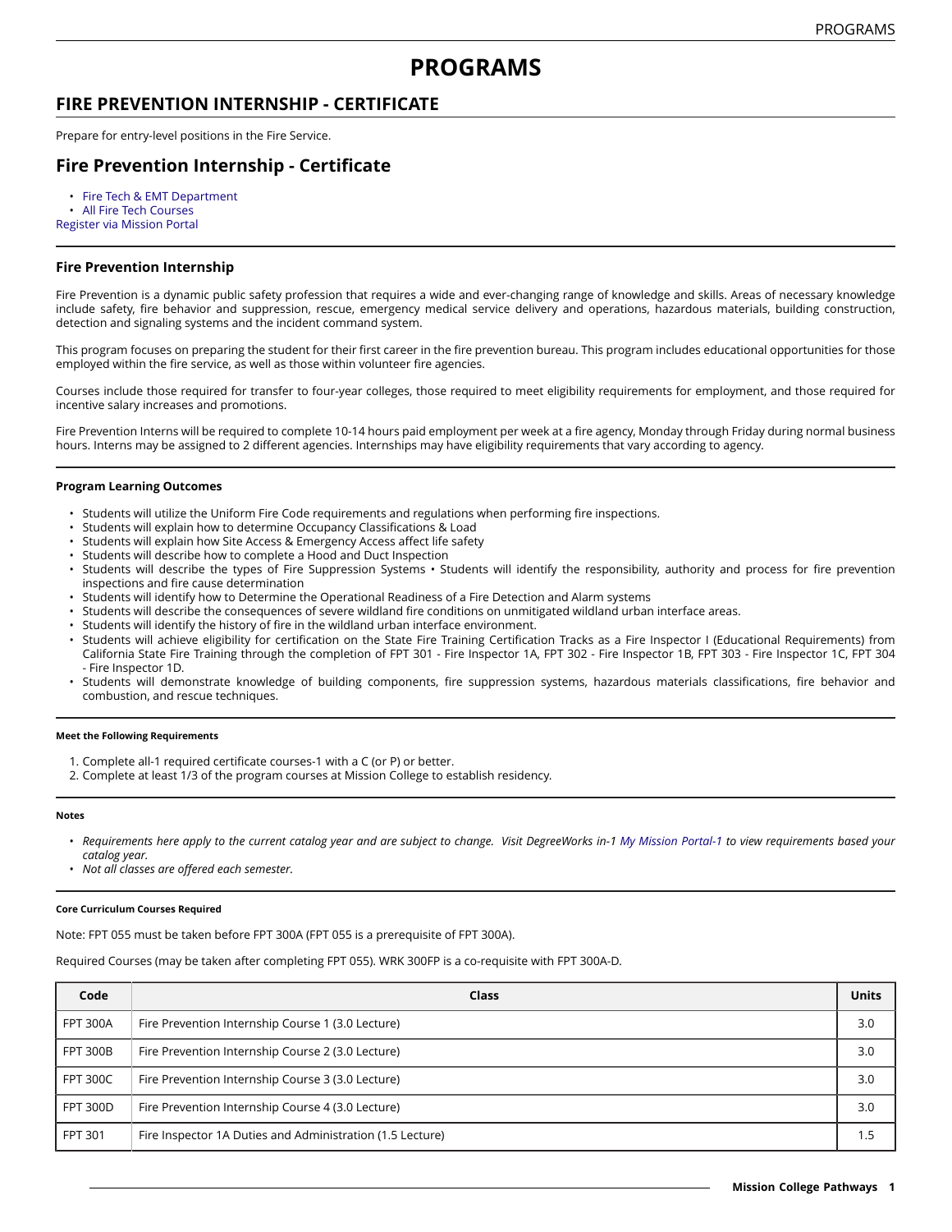# PROGRAMS

## FIRE PREVENTION INTERNSHIP - CERTIFICATE

Prepare for entry-level positions in the Fire Service.

## Fire Prevention Internship - Certificate

- Fire Tech & EMT Department
- All Fire Tech Courses

Register via Mission Portal

### Fire Prevention Internship

Fire Prevention is a dynamic public safety profession that requires a wide and ever-changing range of knowledge and skills. Areas of necessary knowledge include safety, fire behavior and suppression, rescue, emergency medical service delivery and operations, hazardous materials, building construction, detection and signaling systems and the incident command system.

This program focuses on preparing the student for their first career in the fire prevention bureau. This program includes educational opportunities for those employed within the fire service, as well as those within volunteer fire agencies.

Courses include those required for transfer to four-year colleges, those required to meet eligibility requirements for employment, and those required for incentive salary increases and promotions.

Fire Prevention Interns will be required to complete 10-14 hours paid employment per week at a fire agency, Monday through Friday during normal business hours. Interns may be assigned to 2 different agencies. Internships may have eligibility requirements that vary according to agency.

#### Program Learning Outcomes

- Students will utilize the Uniform Fire Code requirements and regulations when performing fire inspections.
- Students will explain how to determine Occupancy Classifications & Load
- Students will explain how Site Access & Emergency Access affect life safety
- Students will describe how to complete a Hood and Duct Inspection
- Students will describe the types of Fire Suppression Systems • Students will identify the responsibility, authority and process for fire prevention inspections and fire cause determination
- Students will identify how to Determine the Operational Readiness of a Fire Detection and Alarm systems
- Students will describe the consequences of severe wildland fire conditions on unmitigated wildland urban interface areas.
- Students will identify the history of fire in the wildland urban interface environment.
- Students will achieve eligibility for certification on the State Fire Training Certification Tracks as a Fire Inspector I (Educational Requirements) from California State Fire Training through the completion of FPT 301 - Fire Inspector 1A, FPT 302 - Fire Inspector 1B, FPT 303 - Fire Inspector 1C, FPT 304 - Fire Inspector 1D.
- Students will demonstrate knowledge of building components, fire suppression systems, hazardous materials classifications, fire behavior and combustion, and rescue techniques.

##### Meet the Following Requirements

1. Complete all-1 required certificate courses-1 with a C (or P) or better.
2. Complete at least 1/3 of the program courses at Mission College to establish residency.

##### Notes

- *Requirements here apply to the current catalog year and are subject to change. Visit DegreeWorks in-1 My Mission Portal-1 to view requirements based your catalog year.*
- *Not all classes are offered each semester.*

##### Core Curriculum Courses Required

Note: FPT 055 must be taken before FPT 300A (FPT 055 is a prerequisite of FPT 300A).

Required Courses (may be taken after completing FPT 055). WRK 300FP is a co-requisite with FPT 300A-D.

| Code | Class | Units |
|---|---|---|
| FPT 300A | Fire Prevention Internship Course 1 (3.0 Lecture) | 3.0 |
| FPT 300B | Fire Prevention Internship Course 2 (3.0 Lecture) | 3.0 |
| FPT 300C | Fire Prevention Internship Course 3 (3.0 Lecture) | 3.0 |
| FPT 300D | Fire Prevention Internship Course 4 (3.0 Lecture) | 3.0 |
| FPT 301 | Fire Inspector 1A Duties and Administration (1.5 Lecture) | 1.5 |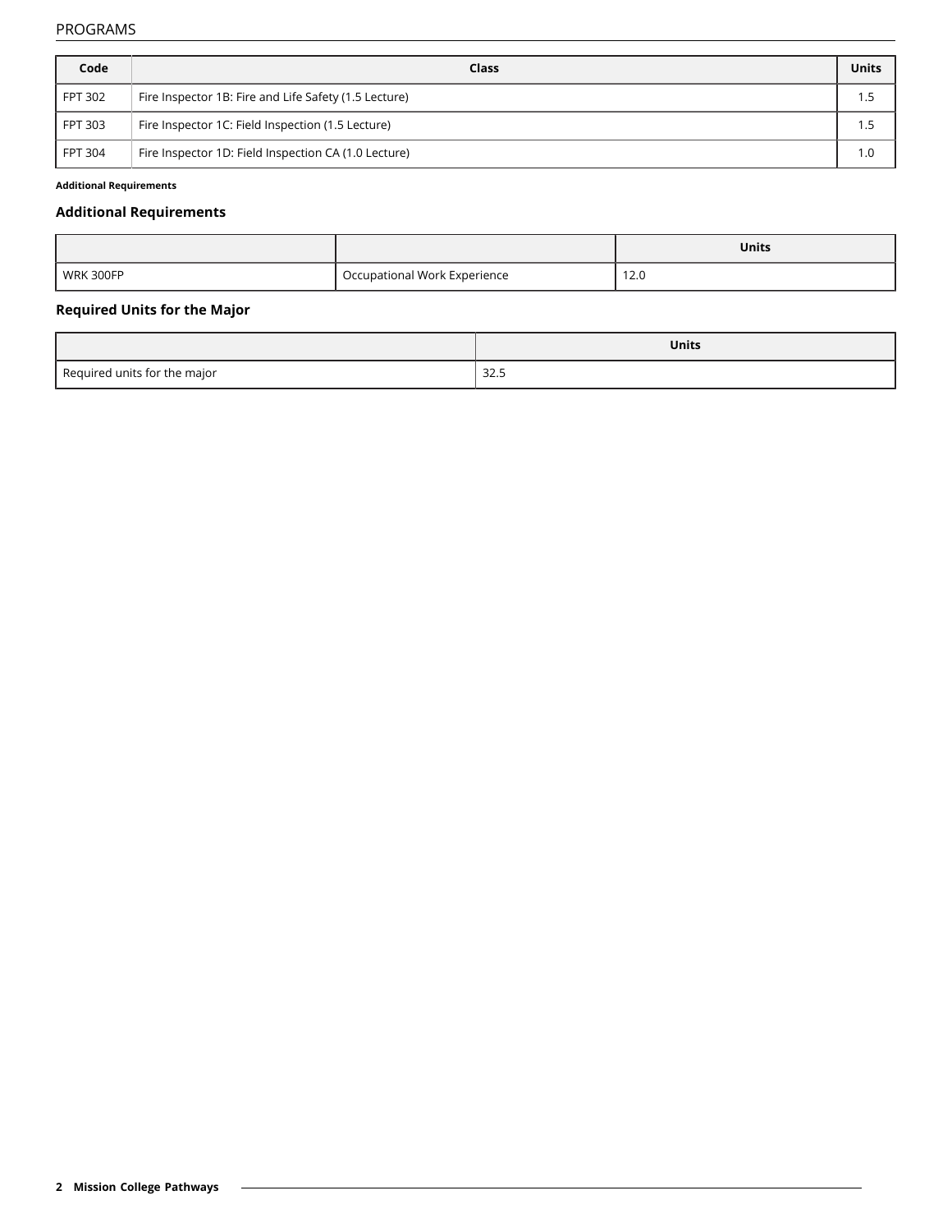| Code | Class | Units |
|---|---|---|
| FPT 302 | Fire Inspector 1B: Fire and Life Safety (1.5 Lecture) | 1.5 |
| FPT 303 | Fire Inspector 1C: Field Inspection (1.5 Lecture) | 1.5 |
| FPT 304 | Fire Inspector 1D: Field Inspection CA (1.0 Lecture) | 1.0 |

**Additional Requirements**

### Additional Requirements

| | | Units |
|---|---|---|
| WRK 300FP | Occupational Work Experience | 12.0 |

### Required Units for the Major

| | Units |
|---|---|
| Required units for the major | 32.5 |